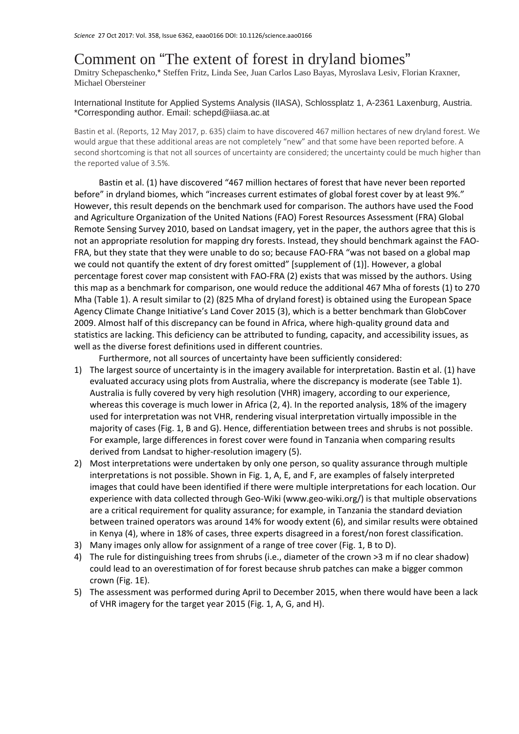*Science* 27 Oct 2017: Vol. 358, Issue 6362, eaao0166 DOI: 10.1126/science.aao0166

# Comment on "The extent of forest in dryland biomes"

Dmitry Schepaschenko,* Steffen Fritz, Linda See, Juan Carlos Laso Bayas, Myroslava Lesiv, Florian Kraxner, Michael Obersteiner

International Institute for Applied Systems Analysis (IIASA), Schlossplatz 1, A-2361 Laxenburg, Austria.
*Corresponding author. Email: schepd@iiasa.ac.at

Bastin et al. (Reports, 12 May 2017, p. 635) claim to have discovered 467 million hectares of new dryland forest. We would argue that these additional areas are not completely "new" and that some have been reported before. A second shortcoming is that not all sources of uncertainty are considered; the uncertainty could be much higher than the reported value of 3.5%.

Bastin et al. (1) have discovered "467 million hectares of forest that have never been reported before" in dryland biomes, which "increases current estimates of global forest cover by at least 9%." However, this result depends on the benchmark used for comparison. The authors have used the Food and Agriculture Organization of the United Nations (FAO) Forest Resources Assessment (FRA) Global Remote Sensing Survey 2010, based on Landsat imagery, yet in the paper, the authors agree that this is not an appropriate resolution for mapping dry forests. Instead, they should benchmark against the FAO-FRA, but they state that they were unable to do so; because FAO-FRA "was not based on a global map we could not quantify the extent of dry forest omitted" [supplement of (1)]. However, a global percentage forest cover map consistent with FAO-FRA (2) exists that was missed by the authors. Using this map as a benchmark for comparison, one would reduce the additional 467 Mha of forests (1) to 270 Mha (Table 1). A result similar to (2) (825 Mha of dryland forest) is obtained using the European Space Agency Climate Change Initiative's Land Cover 2015 (3), which is a better benchmark than GlobCover 2009. Almost half of this discrepancy can be found in Africa, where high-quality ground data and statistics are lacking. This deficiency can be attributed to funding, capacity, and accessibility issues, as well as the diverse forest definitions used in different countries.

Furthermore, not all sources of uncertainty have been sufficiently considered:

1) The largest source of uncertainty is in the imagery available for interpretation. Bastin et al. (1) have evaluated accuracy using plots from Australia, where the discrepancy is moderate (see Table 1). Australia is fully covered by very high resolution (VHR) imagery, according to our experience, whereas this coverage is much lower in Africa (2, 4). In the reported analysis, 18% of the imagery used for interpretation was not VHR, rendering visual interpretation virtually impossible in the majority of cases (Fig. 1, B and G). Hence, differentiation between trees and shrubs is not possible. For example, large differences in forest cover were found in Tanzania when comparing results derived from Landsat to higher-resolution imagery (5).
2) Most interpretations were undertaken by only one person, so quality assurance through multiple interpretations is not possible. Shown in Fig. 1, A, E, and F, are examples of falsely interpreted images that could have been identified if there were multiple interpretations for each location. Our experience with data collected through Geo-Wiki (www.geo-wiki.org/) is that multiple observations are a critical requirement for quality assurance; for example, in Tanzania the standard deviation between trained operators was around 14% for woody extent (6), and similar results were obtained in Kenya (4), where in 18% of cases, three experts disagreed in a forest/non forest classification.
3) Many images only allow for assignment of a range of tree cover (Fig. 1, B to D).
4) The rule for distinguishing trees from shrubs (i.e., diameter of the crown >3 m if no clear shadow) could lead to an overestimation of for forest because shrub patches can make a bigger common crown (Fig. 1E).
5) The assessment was performed during April to December 2015, when there would have been a lack of VHR imagery for the target year 2015 (Fig. 1, A, G, and H).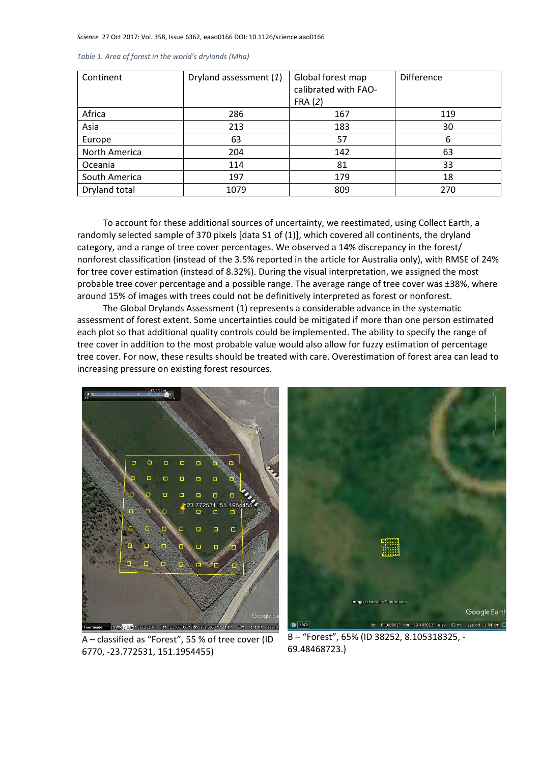*Table 1. Area of forest in the world's drylands (Mha)*

| Continent | Dryland assessment (*1*) | Global forest map calibrated with FAO-FRA (*2*) | Difference |
|---|---|---|---|
| Africa | 286 | 167 | 119 |
| Asia | 213 | 183 | 30 |
| Europe | 63 | 57 | 6 |
| North America | 204 | 142 | 63 |
| Oceania | 114 | 81 | 33 |
| South America | 197 | 179 | 18 |
| Dryland total | 1079 | 809 | 270 |

To account for these additional sources of uncertainty, we reestimated, using Collect Earth, a randomly selected sample of 370 pixels [data S1 of (1)], which covered all continents, the dryland category, and a range of tree cover percentages. We observed a 14% discrepancy in the forest/nonforest classification (instead of the 3.5% reported in the article for Australia only), with RMSE of 24% for tree cover estimation (instead of 8.32%). During the visual interpretation, we assigned the most probable tree cover percentage and a possible range. The average range of tree cover was ±38%, where around 15% of images with trees could not be definitively interpreted as forest or nonforest.

The Global Drylands Assessment (1) represents a considerable advance in the systematic assessment of forest extent. Some uncertainties could be mitigated if more than one person estimated each plot so that additional quality controls could be implemented. The ability to specify the range of tree cover in addition to the most probable value would also allow for fuzzy estimation of percentage tree cover. For now, these results should be treated with care. Overestimation of forest area can lead to increasing pressure on existing forest resources.

A – classified as "Forest", 55 % of tree cover (ID 6770, -23.772531, 151.1954455)

B – "Forest", 65% (ID 38252, 8.105318325, -69.48468723.)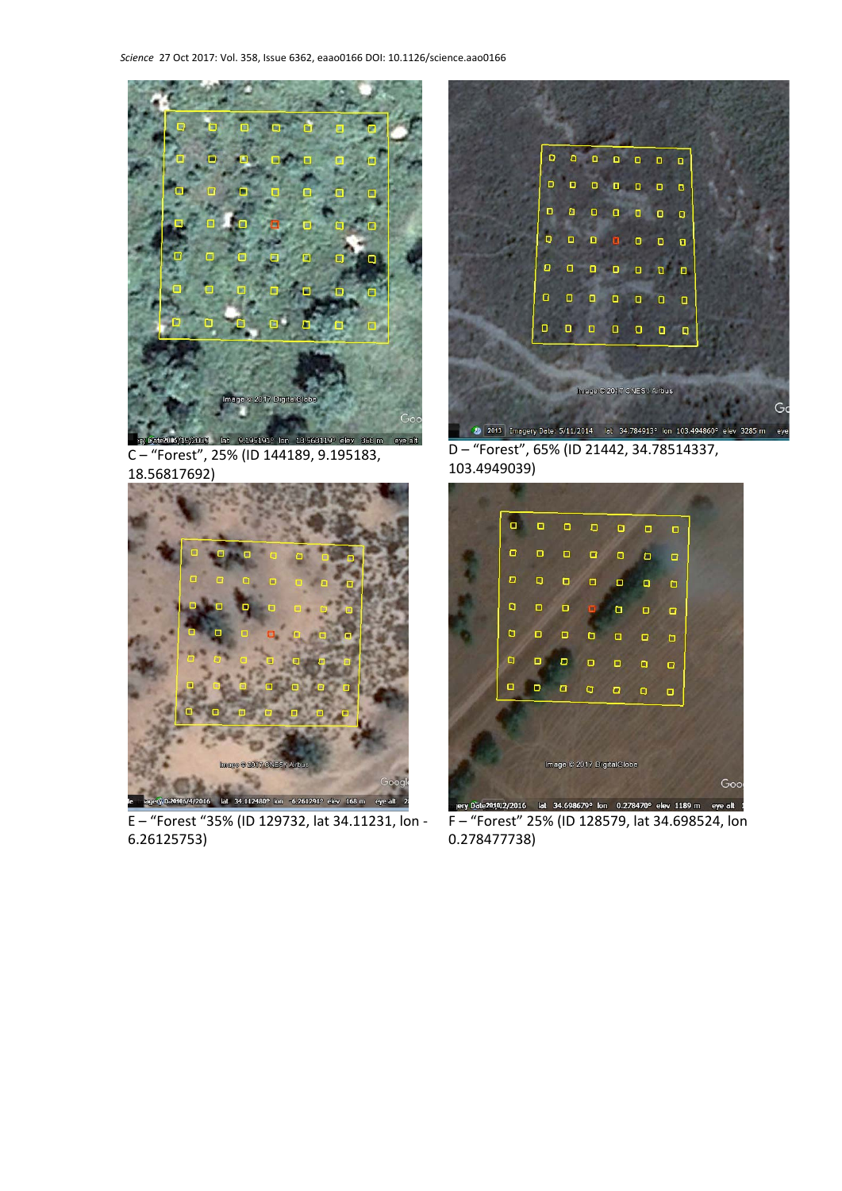C – “Forest”, 25% (ID 144189, 9.195183, 18.56817692)

D – “Forest”, 65% (ID 21442, 34.78514337, 103.4949039)

E – “Forest “35% (ID 129732, lat 34.11231, lon -6.26125753)

F – “Forest” 25% (ID 128579, lat 34.698524, lon 0.278477738)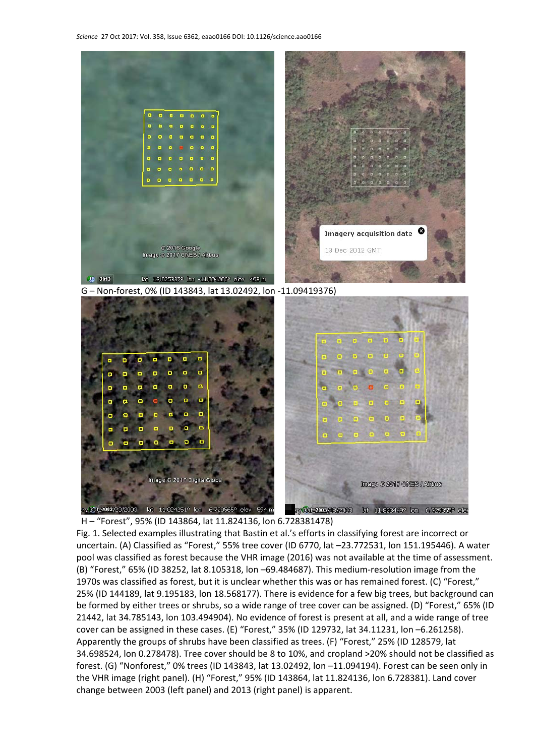G – Non-forest, 0% (ID 143843, lat 13.02492, lon -11.09419376)

H – "Forest", 95% (ID 143864, lat 11.824136, lon 6.728381478)

Fig. 1. Selected examples illustrating that Bastin et al.'s efforts in classifying forest are incorrect or uncertain. (A) Classified as "Forest," 55% tree cover (ID 6770, lat –23.772531, lon 151.195446). A water pool was classified as forest because the VHR image (2016) was not available at the time of assessment. (B) "Forest," 65% (ID 38252, lat 8.105318, lon –69.484687). This medium-resolution image from the 1970s was classified as forest, but it is unclear whether this was or has remained forest. (C) "Forest," 25% (ID 144189, lat 9.195183, lon 18.568177). There is evidence for a few big trees, but background can be formed by either trees or shrubs, so a wide range of tree cover can be assigned. (D) "Forest," 65% (ID 21442, lat 34.785143, lon 103.494904). No evidence of forest is present at all, and a wide range of tree cover can be assigned in these cases. (E) "Forest," 35% (ID 129732, lat 34.11231, lon –6.261258). Apparently the groups of shrubs have been classified as trees. (F) "Forest," 25% (ID 128579, lat 34.698524, lon 0.278478). Tree cover should be 8 to 10%, and cropland >20% should not be classified as forest. (G) "Nonforest," 0% trees (ID 143843, lat 13.02492, lon –11.094194). Forest can be seen only in the VHR image (right panel). (H) "Forest," 95% (ID 143864, lat 11.824136, lon 6.728381). Land cover change between 2003 (left panel) and 2013 (right panel) is apparent.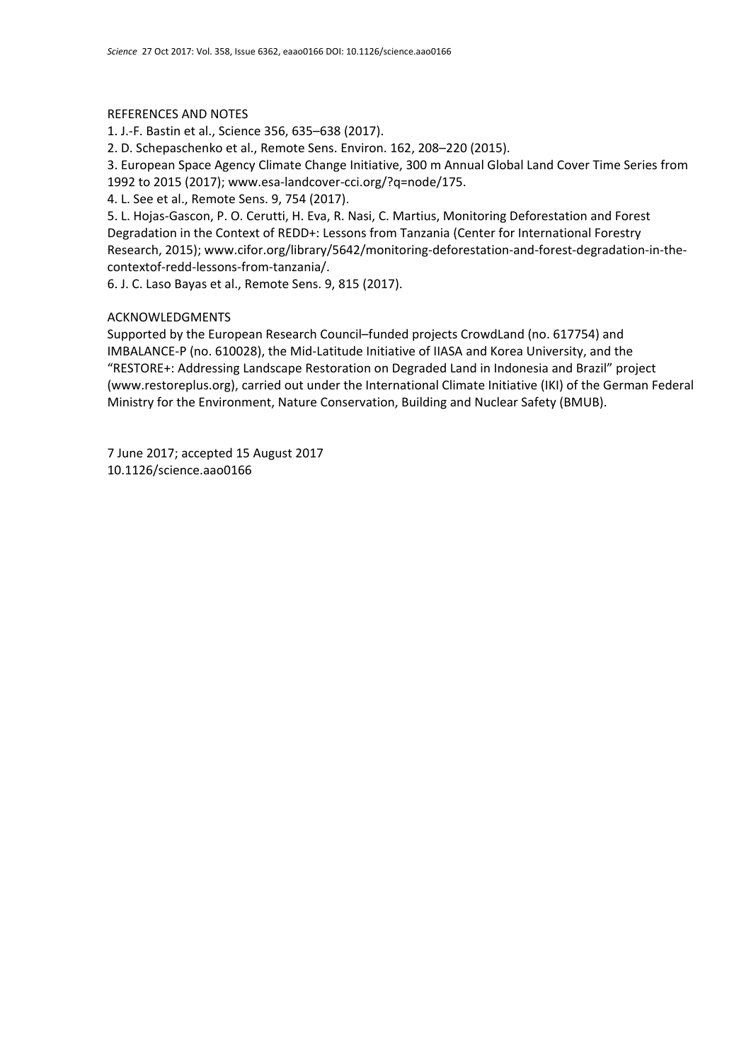## REFERENCES AND NOTES

1. J.-F. Bastin et al., Science 356, 635–638 (2017).
2. D. Schepaschenko et al., Remote Sens. Environ. 162, 208–220 (2015).
3. European Space Agency Climate Change Initiative, 300 m Annual Global Land Cover Time Series from 1992 to 2015 (2017); www.esa-landcover-cci.org/?q=node/175.
4. L. See et al., Remote Sens. 9, 754 (2017).
5. L. Hojas-Gascon, P. O. Cerutti, H. Eva, R. Nasi, C. Martius, Monitoring Deforestation and Forest Degradation in the Context of REDD+: Lessons from Tanzania (Center for International Forestry Research, 2015); www.cifor.org/library/5642/monitoring-deforestation-and-forest-degradation-in-the-contextof-redd-lessons-from-tanzania/.
6. J. C. Laso Bayas et al., Remote Sens. 9, 815 (2017).

## ACKNOWLEDGMENTS

Supported by the European Research Council–funded projects CrowdLand (no. 617754) and IMBALANCE-P (no. 610028), the Mid-Latitude Initiative of IIASA and Korea University, and the "RESTORE+: Addressing Landscape Restoration on Degraded Land in Indonesia and Brazil" project (www.restoreplus.org), carried out under the International Climate Initiative (IKI) of the German Federal Ministry for the Environment, Nature Conservation, Building and Nuclear Safety (BMUB).

7 June 2017; accepted 15 August 2017
10.1126/science.aao0166